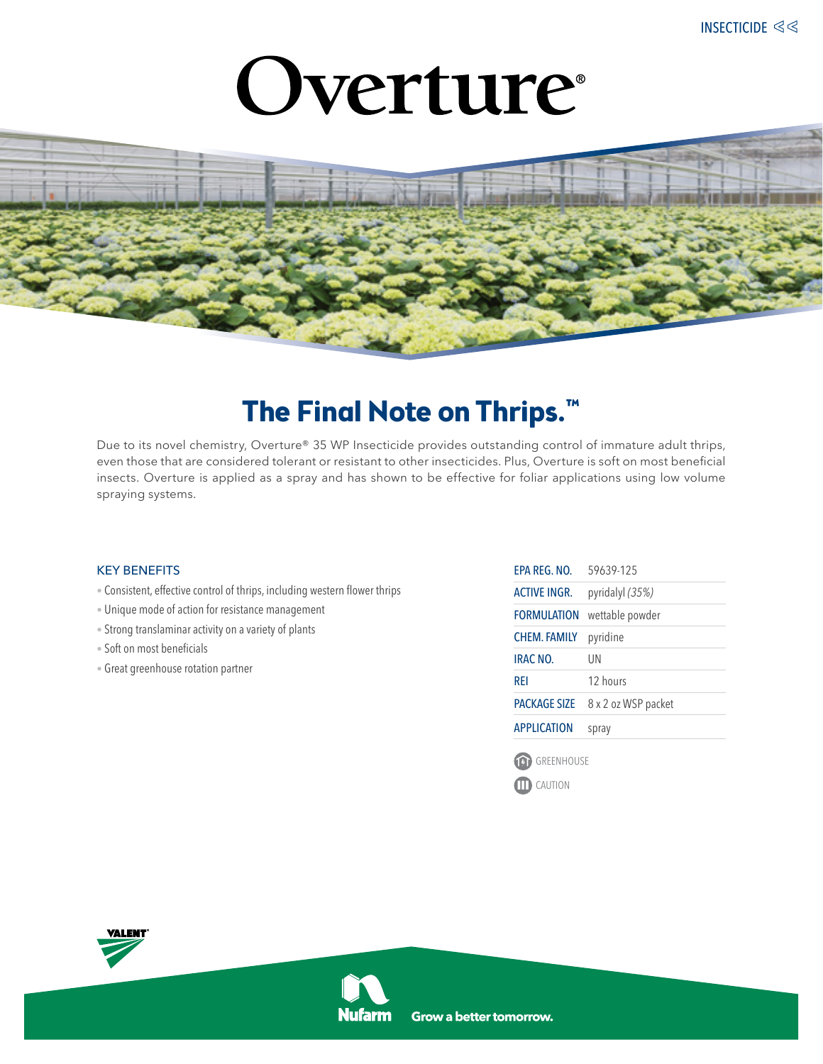INSECTICIDE

# Overture®

## The Final Note on Thrips.™

Due to its novel chemistry, Overture® 35 WP Insecticide provides outstanding control of immature adult thrips, even those that are considered tolerant or resistant to other insecticides. Plus, Overture is soft on most beneficial insects. Overture is applied as a spray and has shown to be effective for foliar applications using low volume spraying systems.

### KEY BENEFITS

- Consistent, effective control of thrips, including western flower thrips
- Unique mode of action for resistance management
- Strong translaminar activity on a variety of plants
- Soft on most beneficials
- Great greenhouse rotation partner

| | |
|---|---|
| EPA REG. NO. | 59639-125 |
| ACTIVE INGR. | pyridalyl *(35%)* |
| FORMULATION | wettable powder |
| CHEM. FAMILY | pyridine |
| IRAC NO. | UN |
| REI | 12 hours |
| PACKAGE SIZE | 8 x 2 oz WSP packet |
| APPLICATION | spray |

GREENHOUSE

CAUTION

VALENT

Nufarm Grow a better tomorrow.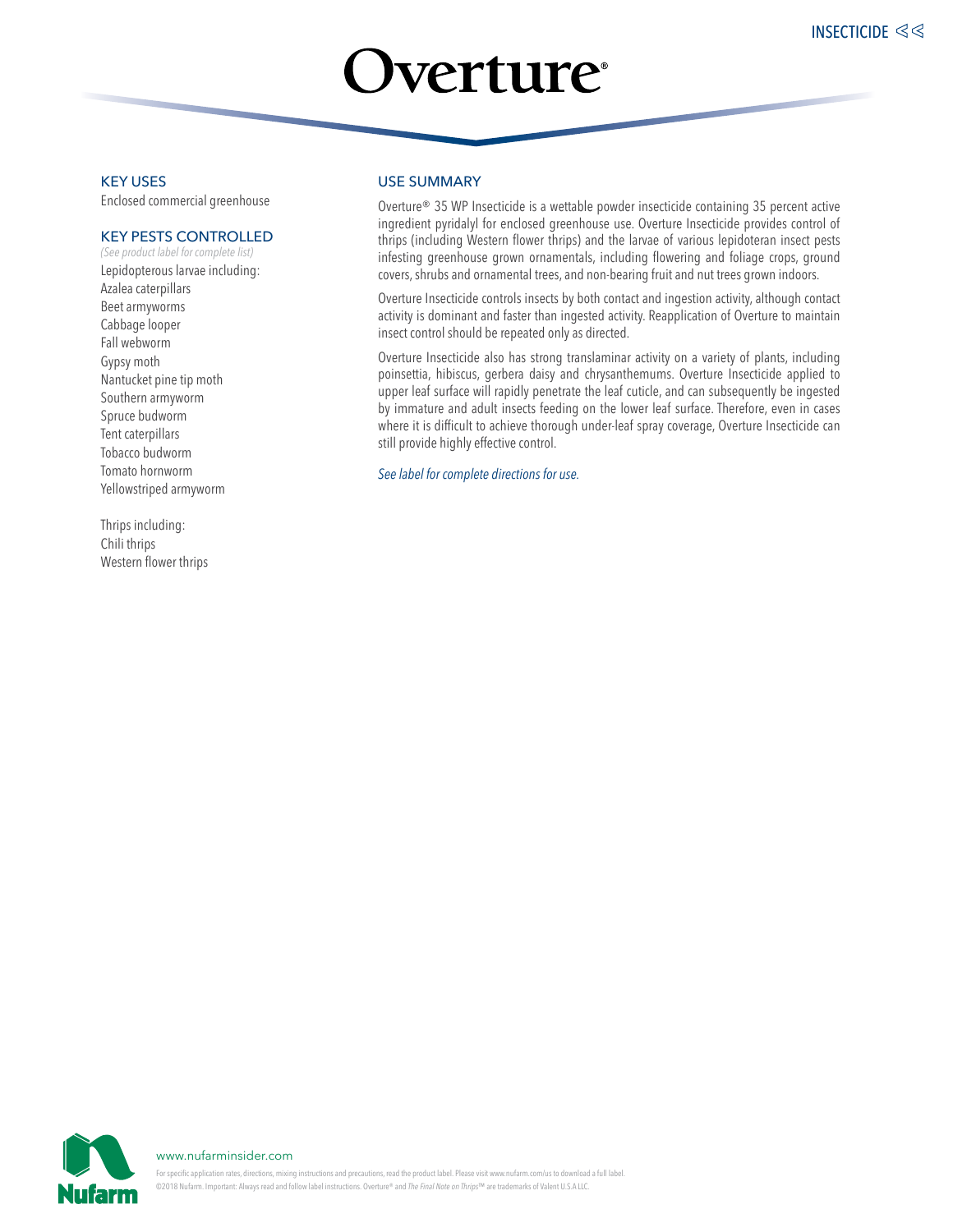INSECTICIDE

# Overture®

## KEY USES

Enclosed commercial greenhouse

## KEY PESTS CONTROLLED

*(See product label for complete list)*

Lepidopterous larvae including:
Azalea caterpillars
Beet armyworms
Cabbage looper
Fall webworm
Gypsy moth
Nantucket pine tip moth
Southern armyworm
Spruce budworm
Tent caterpillars
Tobacco budworm
Tomato hornworm
Yellowstriped armyworm

Thrips including:
Chili thrips
Western flower thrips

## USE SUMMARY

Overture® 35 WP Insecticide is a wettable powder insecticide containing 35 percent active ingredient pyridalyl for enclosed greenhouse use. Overture Insecticide provides control of thrips (including Western flower thrips) and the larvae of various lepidoteran insect pests infesting greenhouse grown ornamentals, including flowering and foliage crops, ground covers, shrubs and ornamental trees, and non-bearing fruit and nut trees grown indoors.

Overture Insecticide controls insects by both contact and ingestion activity, although contact activity is dominant and faster than ingested activity. Reapplication of Overture to maintain insect control should be repeated only as directed.

Overture Insecticide also has strong translaminar activity on a variety of plants, including poinsettia, hibiscus, gerbera daisy and chrysanthemums. Overture Insecticide applied to upper leaf surface will rapidly penetrate the leaf cuticle, and can subsequently be ingested by immature and adult insects feeding on the lower leaf surface. Therefore, even in cases where it is difficult to achieve thorough under-leaf spray coverage, Overture Insecticide can still provide highly effective control.

*See label for complete directions for use.*

Nufarm

www.nufarminsider.com

For specific application rates, directions, mixing instructions and precautions, read the product label. Please visit www.nufarm.com/us to download a full label.
©2018 Nufarm. Important: Always read and follow label instructions. Overture® and *The Final Note on Thrips*™ are trademarks of Valent U.S.A LLC.